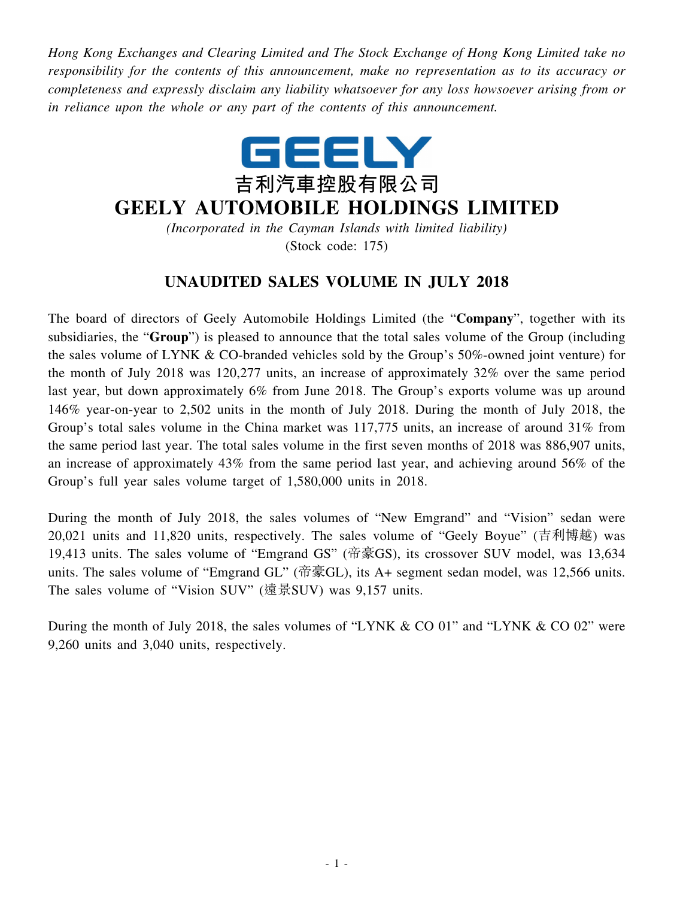*Hong Kong Exchanges and Clearing Limited and The Stock Exchange of Hong Kong Limited take no responsibility for the contents of this announcement, make no representation as to its accuracy or completeness and expressly disclaim any liability whatsoever for any loss howsoever arising from or in reliance upon the whole or any part of the contents of this announcement.*

GEELY

吉利汽車控股有限公司

# GEELY AUTOMOBILE HOLDINGS LIMITED

*(Incorporated in the Cayman Islands with limited liability)*

(Stock code: 175)

## UNAUDITED SALES VOLUME IN JULY 2018

The board of directors of Geely Automobile Holdings Limited (the "**Company**", together with its subsidiaries, the "**Group**") is pleased to announce that the total sales volume of the Group (including the sales volume of LYNK & CO-branded vehicles sold by the Group's 50%-owned joint venture) for the month of July 2018 was 120,277 units, an increase of approximately 32% over the same period last year, but down approximately 6% from June 2018. The Group's exports volume was up around 146% year-on-year to 2,502 units in the month of July 2018. During the month of July 2018, the Group's total sales volume in the China market was 117,775 units, an increase of around 31% from the same period last year. The total sales volume in the first seven months of 2018 was 886,907 units, an increase of approximately 43% from the same period last year, and achieving around 56% of the Group's full year sales volume target of 1,580,000 units in 2018.

During the month of July 2018, the sales volumes of "New Emgrand" and "Vision" sedan were 20,021 units and 11,820 units, respectively. The sales volume of "Geely Boyue" (吉利博越) was 19,413 units. The sales volume of "Emgrand GS" (帝豪GS), its crossover SUV model, was 13,634 units. The sales volume of "Emgrand GL" (帝豪GL), its A+ segment sedan model, was 12,566 units. The sales volume of "Vision SUV" (遠景SUV) was 9,157 units.

During the month of July 2018, the sales volumes of "LYNK & CO 01" and "LYNK & CO 02" were 9,260 units and 3,040 units, respectively.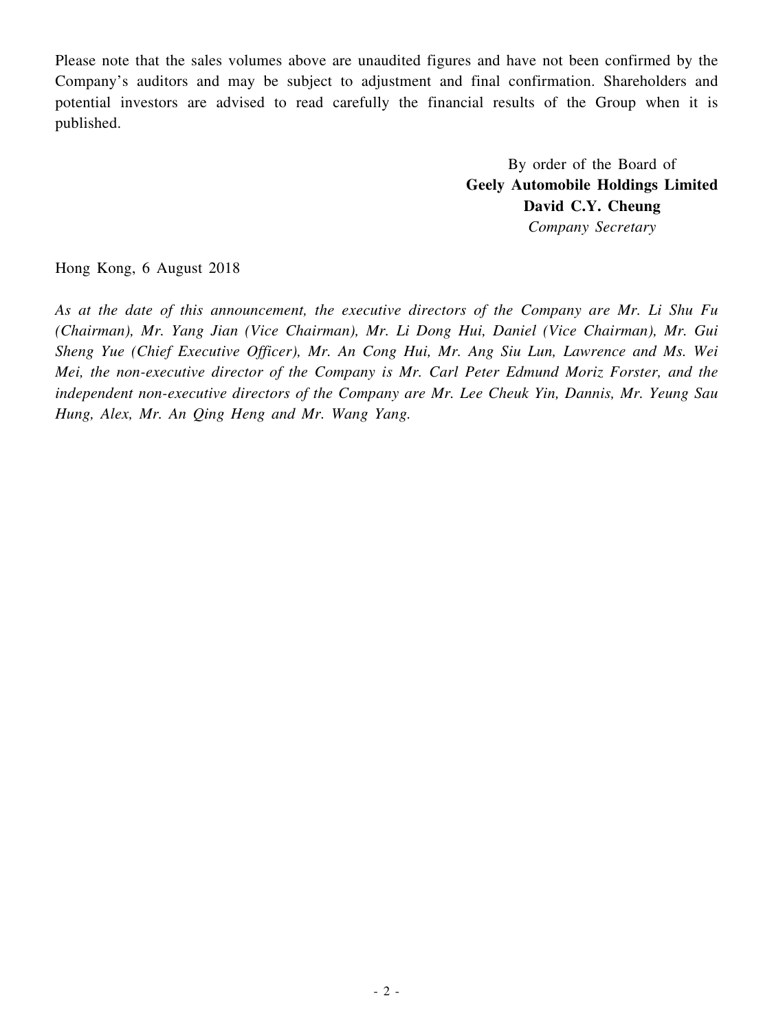Please note that the sales volumes above are unaudited figures and have not been confirmed by the Company's auditors and may be subject to adjustment and final confirmation. Shareholders and potential investors are advised to read carefully the financial results of the Group when it is published.

By order of the Board of
**Geely Automobile Holdings Limited**
**David C.Y. Cheung**
*Company Secretary*

Hong Kong, 6 August 2018

*As at the date of this announcement, the executive directors of the Company are Mr. Li Shu Fu (Chairman), Mr. Yang Jian (Vice Chairman), Mr. Li Dong Hui, Daniel (Vice Chairman), Mr. Gui Sheng Yue (Chief Executive Officer), Mr. An Cong Hui, Mr. Ang Siu Lun, Lawrence and Ms. Wei Mei, the non-executive director of the Company is Mr. Carl Peter Edmund Moriz Forster, and the independent non-executive directors of the Company are Mr. Lee Cheuk Yin, Dannis, Mr. Yeung Sau Hung, Alex, Mr. An Qing Heng and Mr. Wang Yang.*